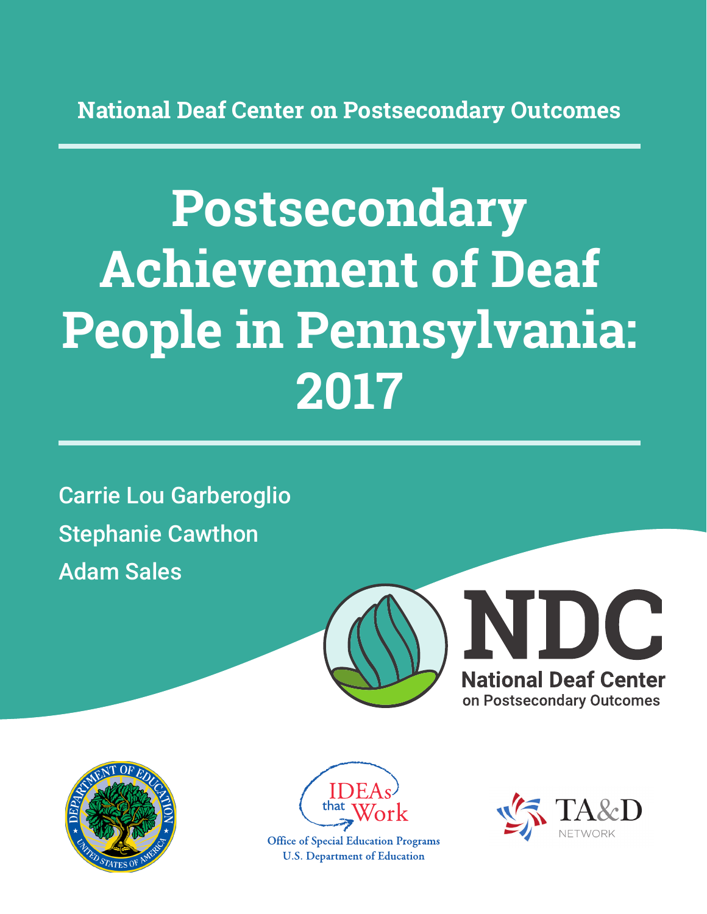National Deaf Center on Postsecondary Outcomes

# Postsecondary Achievement of Deaf People in Pennsylvania: 2017

Carrie Lou Garberoglio

Stephanie Cawthon

Adam Sales

NDC

National Deaf Center on Postsecondary Outcomes

IDEAs that Work

Office of Special Education Programs
U.S. Department of Education

TA&D NETWORK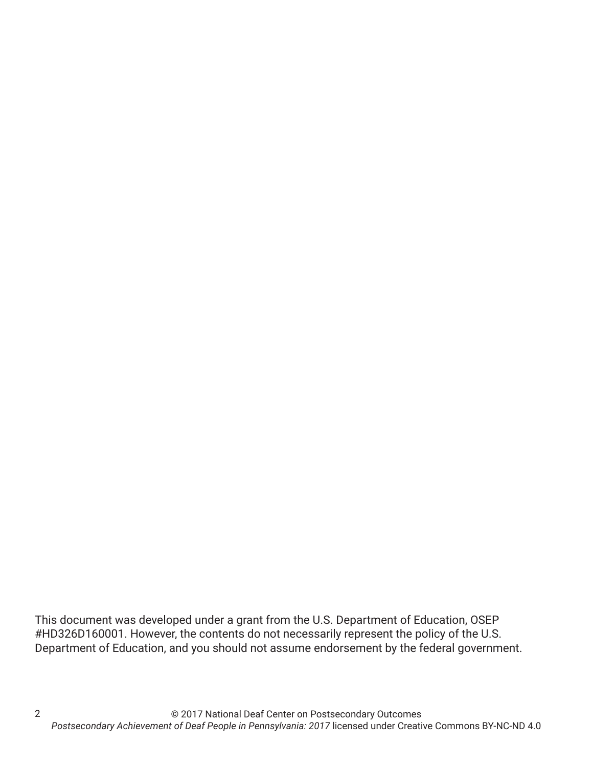This document was developed under a grant from the U.S. Department of Education, OSEP #HD326D160001. However, the contents do not necessarily represent the policy of the U.S. Department of Education, and you should not assume endorsement by the federal government.

© 2017 National Deaf Center on Postsecondary Outcomes
*Postsecondary Achievement of Deaf People in Pennsylvania: 2017* licensed under Creative Commons BY-NC-ND 4.0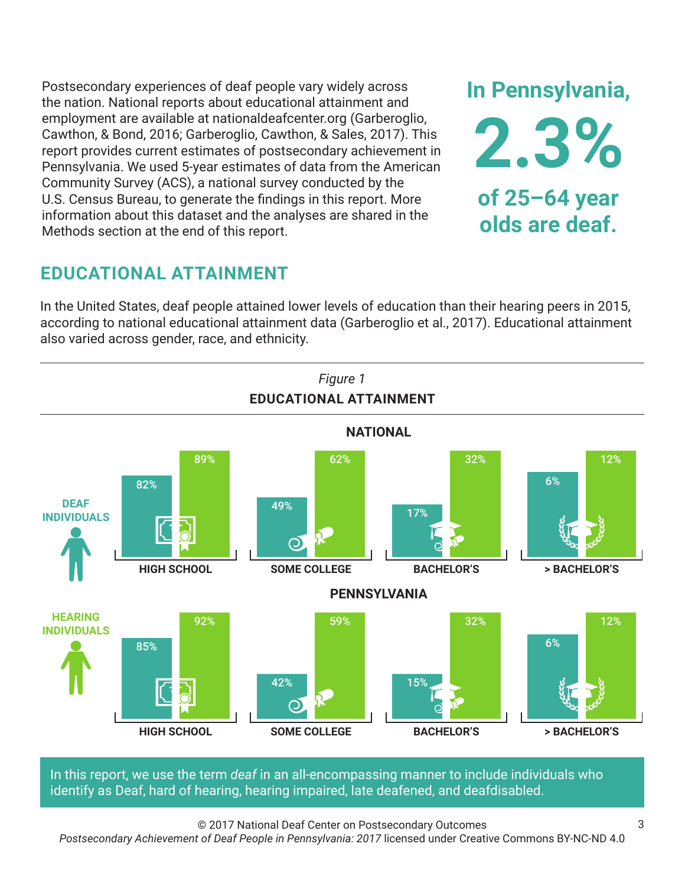Postsecondary experiences of deaf people vary widely across the nation. National reports about educational attainment and employment are available at nationaldeafcenter.org (Garberoglio, Cawthon, & Bond, 2016; Garberoglio, Cawthon, & Sales, 2017). This report provides current estimates of postsecondary achievement in Pennsylvania. We used 5-year estimates of data from the American Community Survey (ACS), a national survey conducted by the U.S. Census Bureau, to generate the findings in this report. More information about this dataset and the analyses are shared in the Methods section at the end of this report.

**In Pennsylvania, 2.3% of 25–64 year olds are deaf.**

## EDUCATIONAL ATTAINMENT

In the United States, deaf people attained lower levels of education than their hearing peers in 2015, according to national educational attainment data (Garberoglio et al., 2017). Educational attainment also varied across gender, race, and ethnicity.

*Figure 1*

**EDUCATIONAL ATTAINMENT**

**NATIONAL**

| | HIGH SCHOOL | SOME COLLEGE | BACHELOR'S | > BACHELOR'S |
|---|---|---|---|---|
| DEAF INDIVIDUALS | 82% | 49% | 17% | 6% |
| HEARING INDIVIDUALS | 89% | 62% | 32% | 12% |

**PENNSYLVANIA**

| | HIGH SCHOOL | SOME COLLEGE | BACHELOR'S | > BACHELOR'S |
|---|---|---|---|---|
| DEAF INDIVIDUALS | 85% | 42% | 15% | 6% |
| HEARING INDIVIDUALS | 92% | 59% | 32% | 12% |

In this report, we use the term *deaf* in an all-encompassing manner to include individuals who identify as Deaf, hard of hearing, hearing impaired, late deafened, and deafdisabled.

© 2017 National Deaf Center on Postsecondary Outcomes
*Postsecondary Achievement of Deaf People in Pennsylvania: 2017* licensed under Creative Commons BY-NC-ND 4.0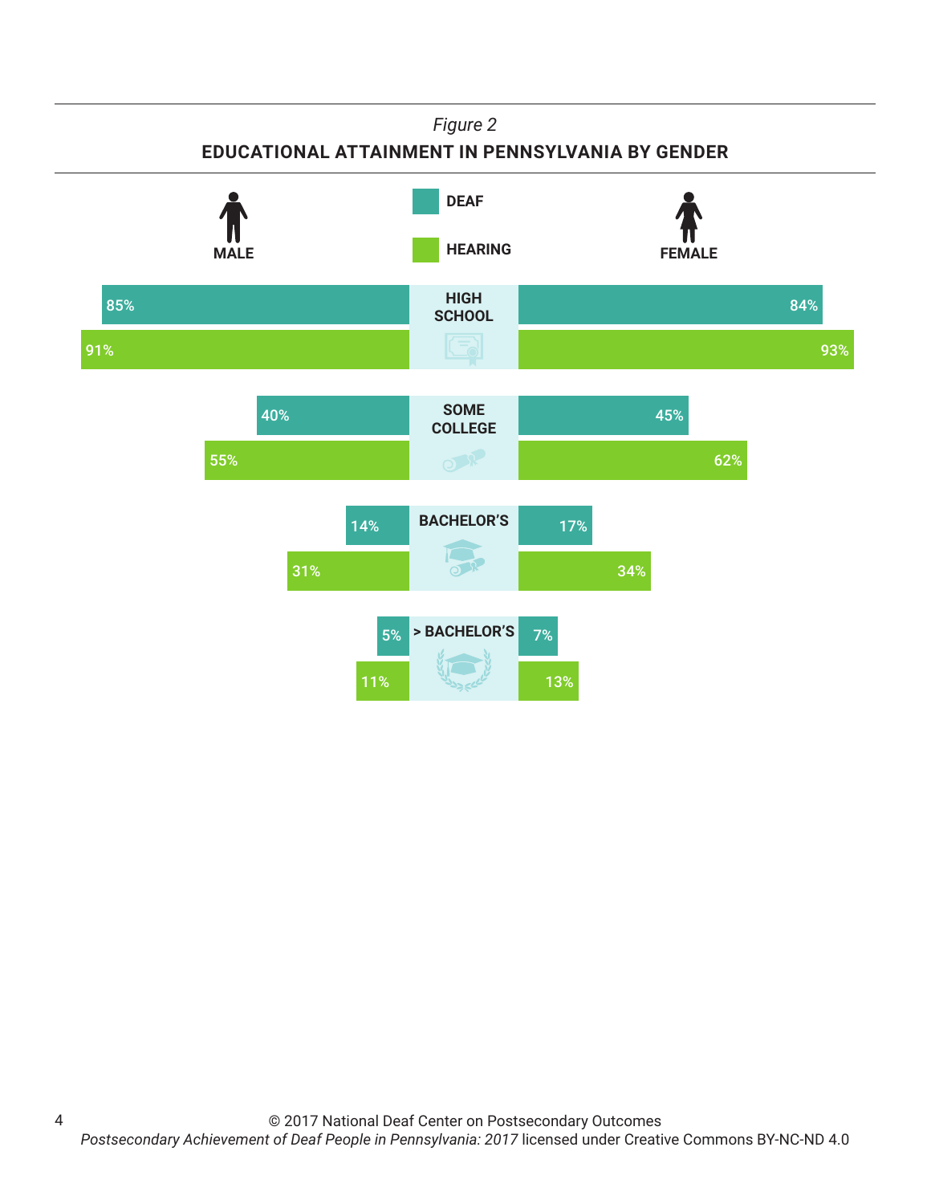*Figure 2*

**EDUCATIONAL ATTAINMENT IN PENNSYLVANIA BY GENDER**

| | Male | | Female | |
|---|---|---|---|---|
| | Deaf | Hearing | Deaf | Hearing |
| HIGH SCHOOL | 85% | 91% | 84% | 93% |
| SOME COLLEGE | 40% | 55% | 45% | 62% |
| BACHELOR'S | 14% | 31% | 17% | 34% |
| > BACHELOR'S | 5% | 11% | 7% | 13% |

© 2017 National Deaf Center on Postsecondary Outcomes
*Postsecondary Achievement of Deaf People in Pennsylvania: 2017* licensed under Creative Commons BY-NC-ND 4.0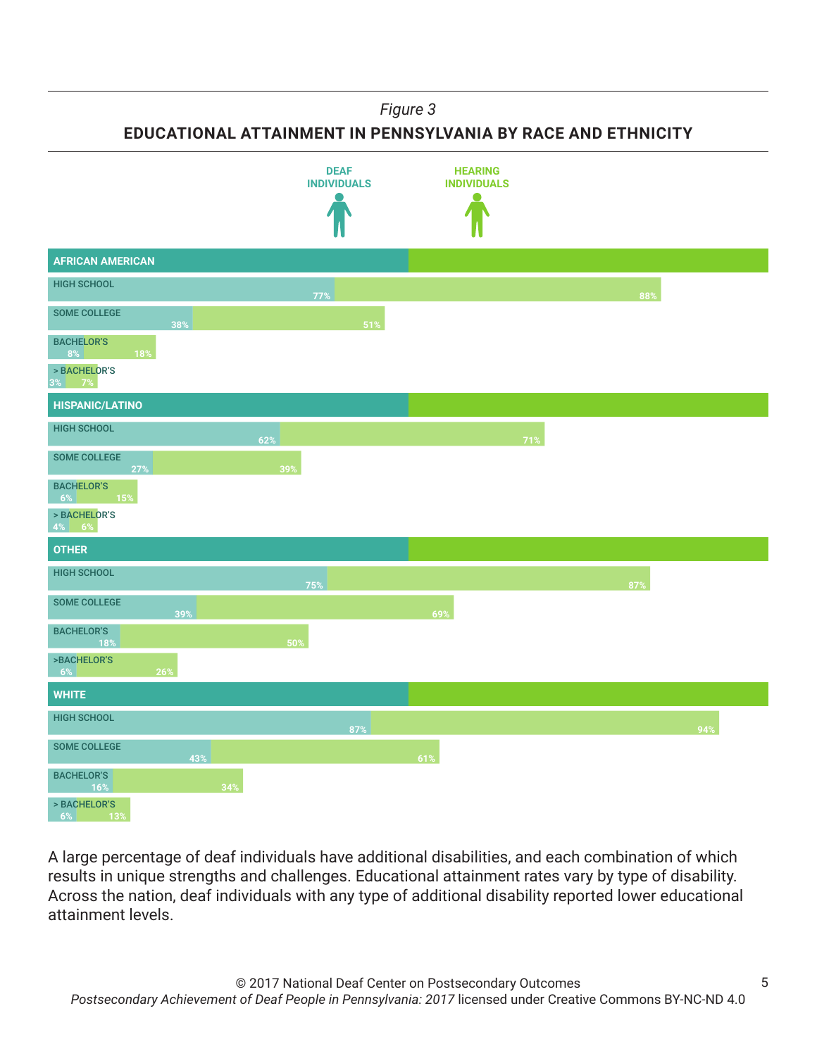*Figure 3*

**EDUCATIONAL ATTAINMENT IN PENNSYLVANIA BY RACE AND ETHNICITY**

| | DEAF INDIVIDUALS | HEARING INDIVIDUALS |
|---|---|---|
| **AFRICAN AMERICAN** | | |
| HIGH SCHOOL | 77% | 88% |
| SOME COLLEGE | 38% | 51% |
| BACHELOR'S | 8% | 18% |
| > BACHELOR'S | 3% | 7% |
| **HISPANIC/LATINO** | | |
| HIGH SCHOOL | 62% | 71% |
| SOME COLLEGE | 27% | 39% |
| BACHELOR'S | 6% | 15% |
| > BACHELOR'S | 4% | 6% |
| **OTHER** | | |
| HIGH SCHOOL | 75% | 87% |
| SOME COLLEGE | 39% | 69% |
| BACHELOR'S | 18% | 50% |
| >BACHELOR'S | 6% | 26% |
| **WHITE** | | |
| HIGH SCHOOL | 87% | 94% |
| SOME COLLEGE | 43% | 61% |
| BACHELOR'S | 16% | 34% |
| > BACHELOR'S | 6% | 13% |

A large percentage of deaf individuals have additional disabilities, and each combination of which results in unique strengths and challenges. Educational attainment rates vary by type of disability. Across the nation, deaf individuals with any type of additional disability reported lower educational attainment levels.

© 2017 National Deaf Center on Postsecondary Outcomes
*Postsecondary Achievement of Deaf People in Pennsylvania: 2017* licensed under Creative Commons BY-NC-ND 4.0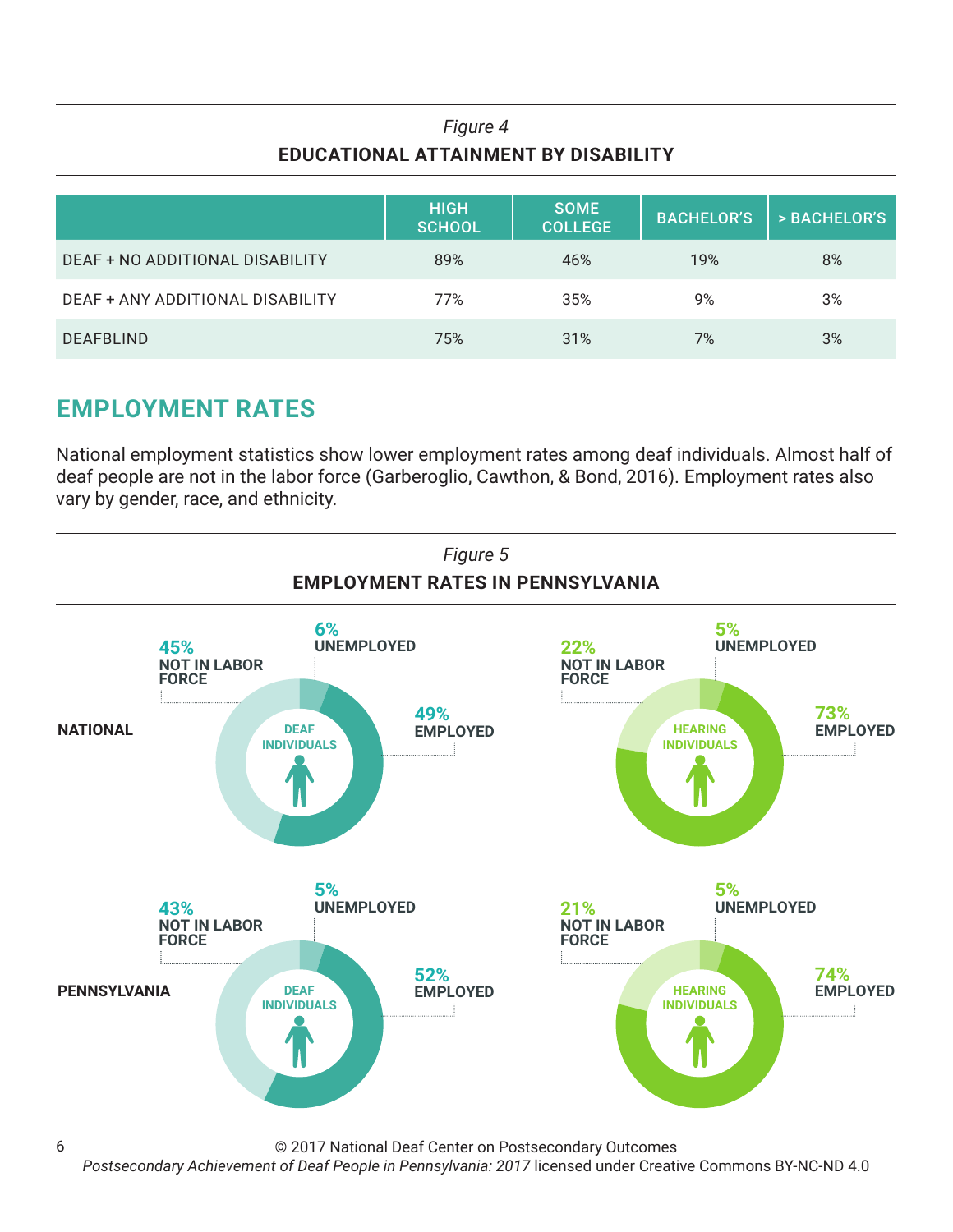*Figure 4*

**EDUCATIONAL ATTAINMENT BY DISABILITY**

| | HIGH SCHOOL | SOME COLLEGE | BACHELOR'S | > BACHELOR'S |
|---|---|---|---|---|
| DEAF + NO ADDITIONAL DISABILITY | 89% | 46% | 19% | 8% |
| DEAF + ANY ADDITIONAL DISABILITY | 77% | 35% | 9% | 3% |
| DEAFBLIND | 75% | 31% | 7% | 3% |

## EMPLOYMENT RATES

National employment statistics show lower employment rates among deaf individuals. Almost half of deaf people are not in the labor force (Garberoglio, Cawthon, & Bond, 2016). Employment rates also vary by gender, race, and ethnicity.

*Figure 5*

**EMPLOYMENT RATES IN PENNSYLVANIA**

**NATIONAL**

DEAF INDIVIDUALS: 45% NOT IN LABOR FORCE, 6% UNEMPLOYED, 49% EMPLOYED

HEARING INDIVIDUALS: 22% NOT IN LABOR FORCE, 5% UNEMPLOYED, 73% EMPLOYED

**PENNSYLVANIA**

DEAF INDIVIDUALS: 43% NOT IN LABOR FORCE, 5% UNEMPLOYED, 52% EMPLOYED

HEARING INDIVIDUALS: 21% NOT IN LABOR FORCE, 5% UNEMPLOYED, 74% EMPLOYED

© 2017 National Deaf Center on Postsecondary Outcomes
*Postsecondary Achievement of Deaf People in Pennsylvania: 2017* licensed under Creative Commons BY-NC-ND 4.0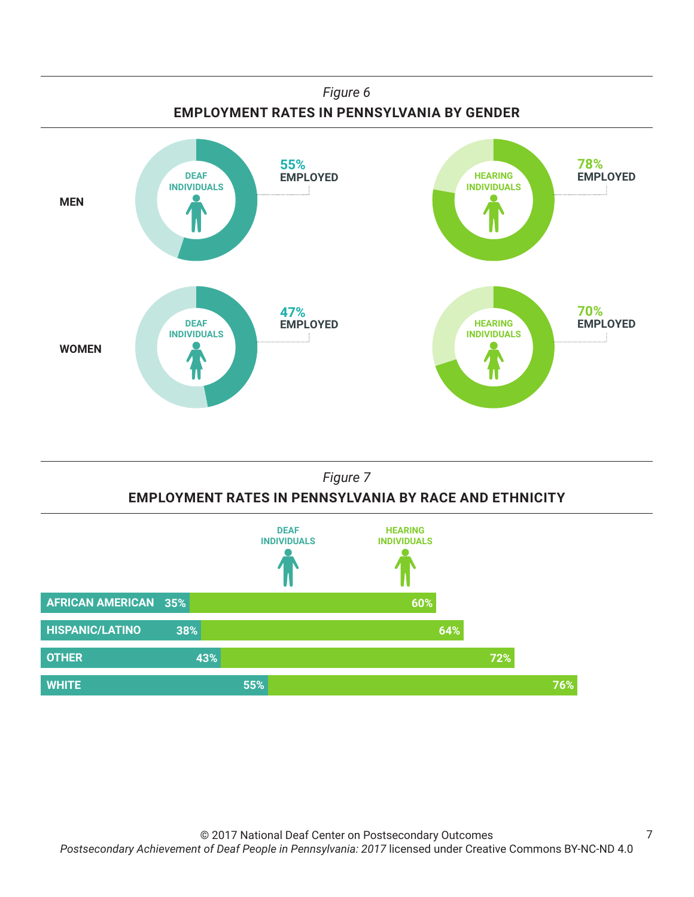*Figure 6*

**EMPLOYMENT RATES IN PENNSYLVANIA BY GENDER**

| | Deaf Individuals | Hearing Individuals |
|---|---|---|
| MEN | 55% EMPLOYED | 78% EMPLOYED |
| WOMEN | 47% EMPLOYED | 70% EMPLOYED |

*Figure 7*

**EMPLOYMENT RATES IN PENNSYLVANIA BY RACE AND ETHNICITY**

| | DEAF INDIVIDUALS | HEARING INDIVIDUALS |
|---|---|---|
| AFRICAN AMERICAN | 35% | 60% |
| HISPANIC/LATINO | 38% | 64% |
| OTHER | 43% | 72% |
| WHITE | 55% | 76% |

© 2017 National Deaf Center on Postsecondary Outcomes
*Postsecondary Achievement of Deaf People in Pennsylvania: 2017* licensed under Creative Commons BY-NC-ND 4.0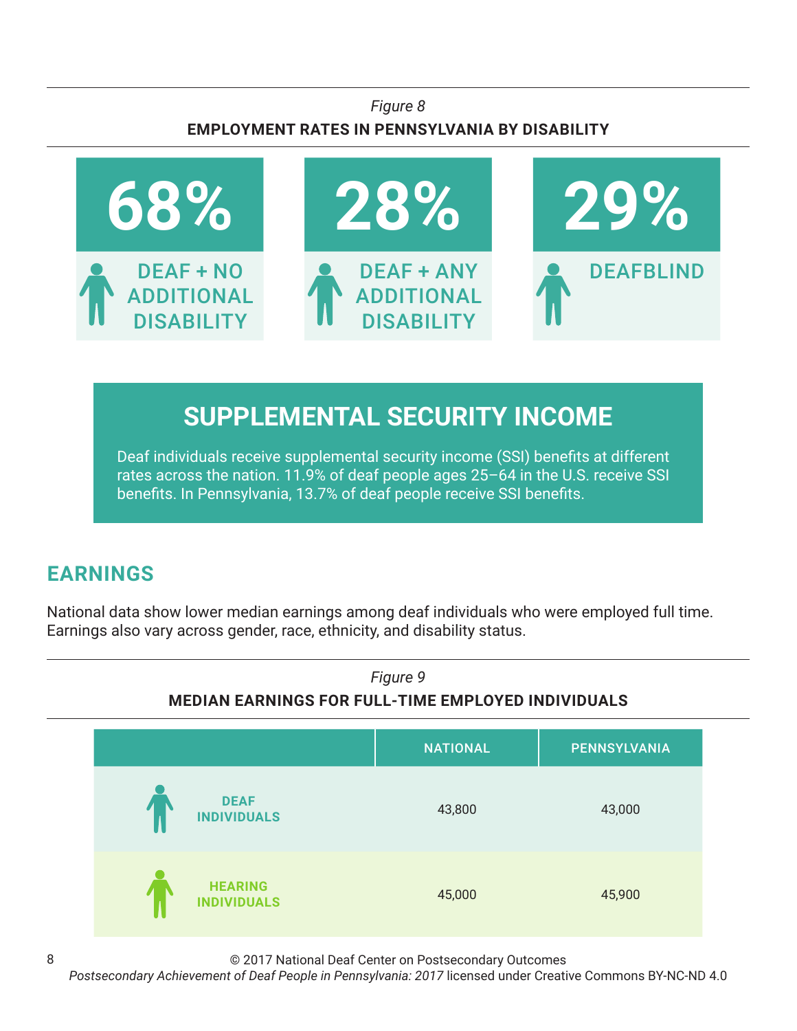*Figure 8*

**EMPLOYMENT RATES IN PENNSYLVANIA BY DISABILITY**

| 68% | 28% | 29% |
| --- | --- | --- |
| DEAF + NO ADDITIONAL DISABILITY | DEAF + ANY ADDITIONAL DISABILITY | DEAFBLIND |

## SUPPLEMENTAL SECURITY INCOME

Deaf individuals receive supplemental security income (SSI) benefits at different rates across the nation. 11.9% of deaf people ages 25–64 in the U.S. receive SSI benefits. In Pennsylvania, 13.7% of deaf people receive SSI benefits.

## EARNINGS

National data show lower median earnings among deaf individuals who were employed full time. Earnings also vary across gender, race, ethnicity, and disability status.

*Figure 9*

**MEDIAN EARNINGS FOR FULL-TIME EMPLOYED INDIVIDUALS**

| | NATIONAL | PENNSYLVANIA |
| --- | --- | --- |
| DEAF INDIVIDUALS | 43,800 | 43,000 |
| HEARING INDIVIDUALS | 45,000 | 45,900 |

© 2017 National Deaf Center on Postsecondary Outcomes
*Postsecondary Achievement of Deaf People in Pennsylvania: 2017* licensed under Creative Commons BY-NC-ND 4.0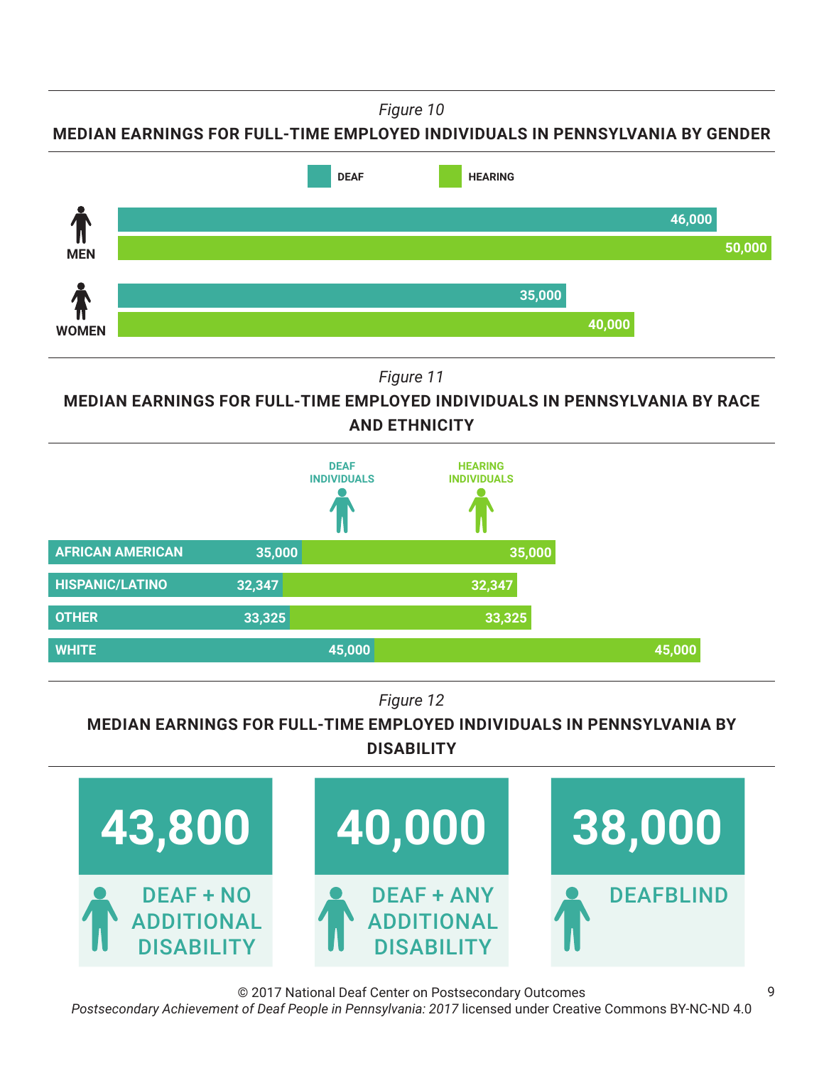*Figure 10*

**MEDIAN EARNINGS FOR FULL-TIME EMPLOYED INDIVIDUALS IN PENNSYLVANIA BY GENDER**

| | DEAF | HEARING |
|---|---|---|
| MEN | 46,000 | 50,000 |
| WOMEN | 35,000 | 40,000 |

*Figure 11*

**MEDIAN EARNINGS FOR FULL-TIME EMPLOYED INDIVIDUALS IN PENNSYLVANIA BY RACE AND ETHNICITY**

| | DEAF INDIVIDUALS | HEARING INDIVIDUALS |
|---|---|---|
| AFRICAN AMERICAN | 35,000 | 35,000 |
| HISPANIC/LATINO | 32,347 | 32,347 |
| OTHER | 33,325 | 33,325 |
| WHITE | 45,000 | 45,000 |

*Figure 12*

**MEDIAN EARNINGS FOR FULL-TIME EMPLOYED INDIVIDUALS IN PENNSYLVANIA BY DISABILITY**

| 43,800 | 40,000 | 38,000 |
|---|---|---|
| DEAF + NO ADDITIONAL DISABILITY | DEAF + ANY ADDITIONAL DISABILITY | DEAFBLIND |

© 2017 National Deaf Center on Postsecondary Outcomes
*Postsecondary Achievement of Deaf People in Pennsylvania: 2017* licensed under Creative Commons BY-NC-ND 4.0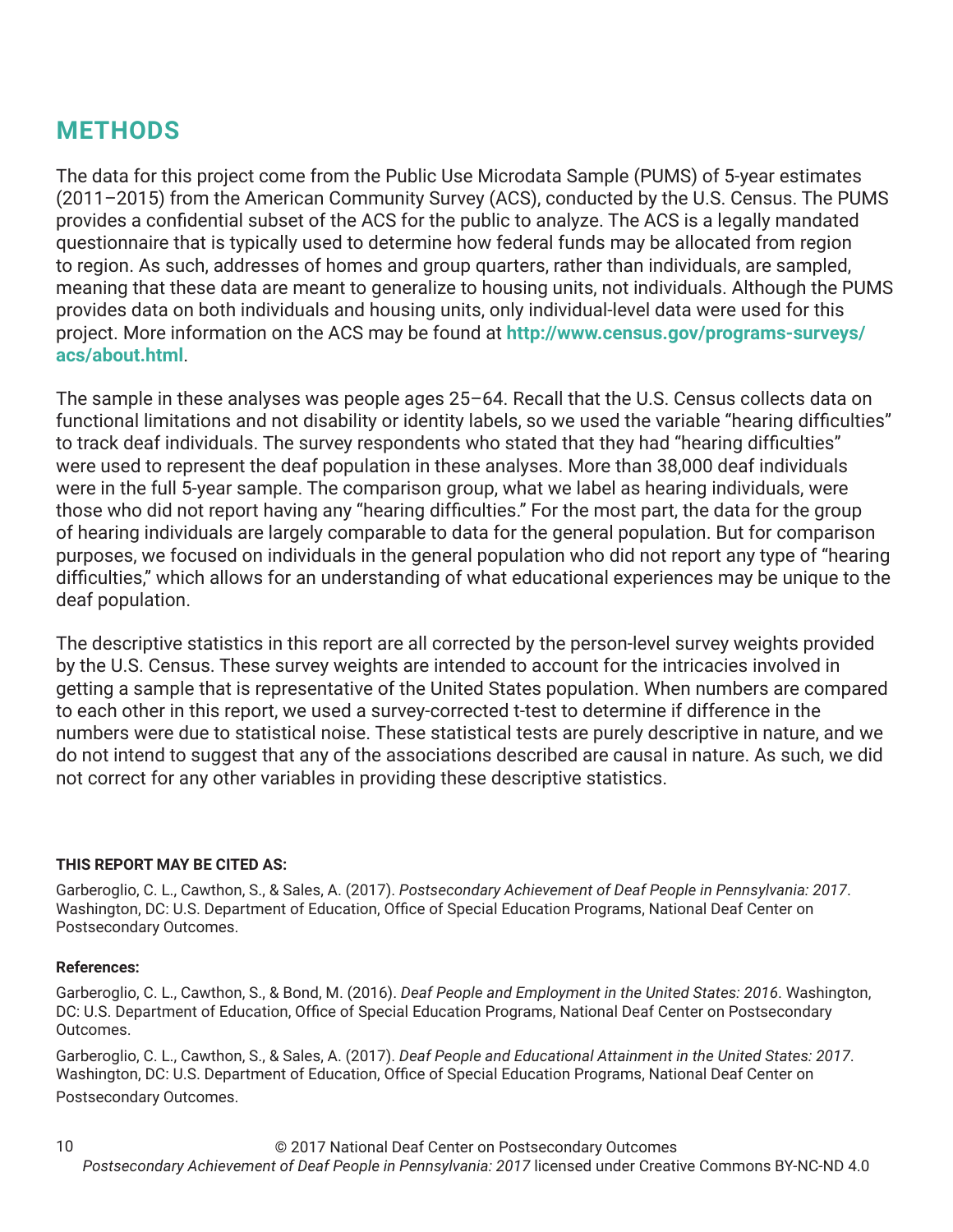## METHODS

The data for this project come from the Public Use Microdata Sample (PUMS) of 5-year estimates (2011–2015) from the American Community Survey (ACS), conducted by the U.S. Census. The PUMS provides a confidential subset of the ACS for the public to analyze. The ACS is a legally mandated questionnaire that is typically used to determine how federal funds may be allocated from region to region. As such, addresses of homes and group quarters, rather than individuals, are sampled, meaning that these data are meant to generalize to housing units, not individuals. Although the PUMS provides data on both individuals and housing units, only individual-level data were used for this project. More information on the ACS may be found at **http://www.census.gov/programs-surveys/acs/about.html**.

The sample in these analyses was people ages 25–64. Recall that the U.S. Census collects data on functional limitations and not disability or identity labels, so we used the variable "hearing difficulties" to track deaf individuals. The survey respondents who stated that they had "hearing difficulties" were used to represent the deaf population in these analyses. More than 38,000 deaf individuals were in the full 5-year sample. The comparison group, what we label as hearing individuals, were those who did not report having any "hearing difficulties." For the most part, the data for the group of hearing individuals are largely comparable to data for the general population. But for comparison purposes, we focused on individuals in the general population who did not report any type of "hearing difficulties," which allows for an understanding of what educational experiences may be unique to the deaf population.

The descriptive statistics in this report are all corrected by the person-level survey weights provided by the U.S. Census. These survey weights are intended to account for the intricacies involved in getting a sample that is representative of the United States population. When numbers are compared to each other in this report, we used a survey-corrected t-test to determine if difference in the numbers were due to statistical noise. These statistical tests are purely descriptive in nature, and we do not intend to suggest that any of the associations described are causal in nature. As such, we did not correct for any other variables in providing these descriptive statistics.

**THIS REPORT MAY BE CITED AS:**

Garberoglio, C. L., Cawthon, S., & Sales, A. (2017). *Postsecondary Achievement of Deaf People in Pennsylvania: 2017*. Washington, DC: U.S. Department of Education, Office of Special Education Programs, National Deaf Center on Postsecondary Outcomes.

**References:**

Garberoglio, C. L., Cawthon, S., & Bond, M. (2016). *Deaf People and Employment in the United States: 2016*. Washington, DC: U.S. Department of Education, Office of Special Education Programs, National Deaf Center on Postsecondary Outcomes.

Garberoglio, C. L., Cawthon, S., & Sales, A. (2017). *Deaf People and Educational Attainment in the United States: 2017*. Washington, DC: U.S. Department of Education, Office of Special Education Programs, National Deaf Center on Postsecondary Outcomes.

© 2017 National Deaf Center on Postsecondary Outcomes
*Postsecondary Achievement of Deaf People in Pennsylvania: 2017* licensed under Creative Commons BY-NC-ND 4.0